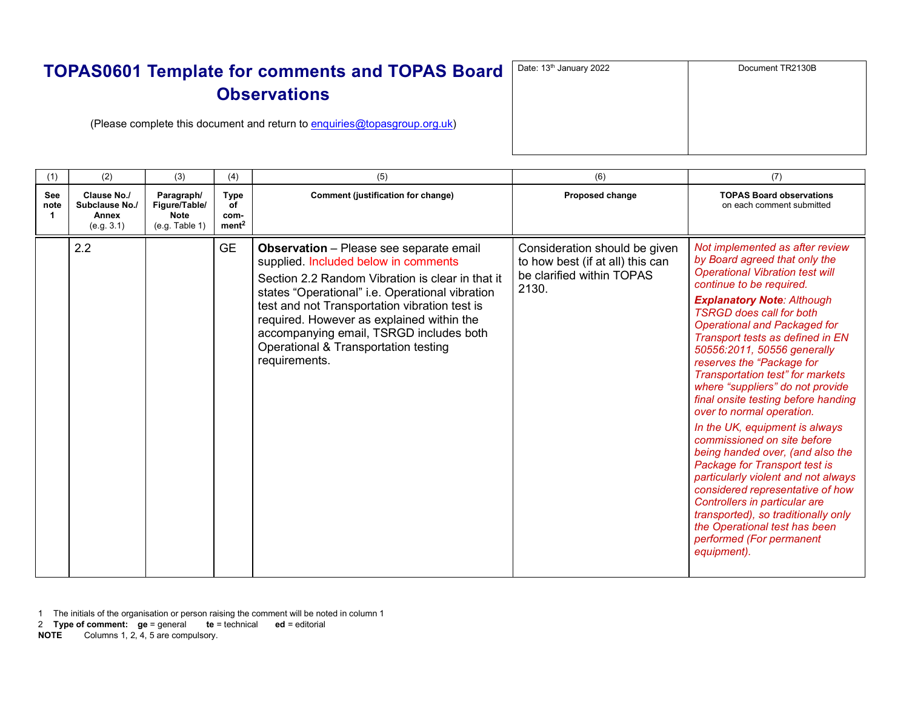# TOPAS0601 Template for comments and TOPAS Board Observations

(Please complete this document and return to enquiries@topasgroup.org.uk)

| Date: 13th January 2022 | Document TR2130B |
|---|---|

| (1) | (2) | (3) | (4) | (5) | (6) | (7) |
|---|---|---|---|---|---|---|
| **See note 1** | **Clause No./ Subclause No./ Annex** (e.g. 3.1) | **Paragraph/ Figure/Table/ Note** (e.g. Table 1) | **Type of comment[2]** | **Comment (justification for change)** | **Proposed change** | **TOPAS Board observations** on each comment submitted |
| | 2.2 | | GE | **Observation** – Please see separate email supplied. Included below in comments<br><br>Section 2.2 Random Vibration is clear in that it states “Operational” i.e. Operational vibration test and not Transportation vibration test is required. However as explained within the accompanying email, TSRGD includes both Operational & Transportation testing requirements. | Consideration should be given to how best (if at all) this can be clarified within TOPAS 2130. | *Not implemented as after review by Board agreed that only the Operational Vibration test will continue to be required.*<br><br>***Explanatory Note****: Although TSRGD does call for both Operational and Packaged for Transport tests as defined in EN 50556:2011, 50556 generally reserves the “Package for Transportation test” for markets where “suppliers” do not provide final onsite testing before handing over to normal operation.*<br><br>*In the UK, equipment is always commissioned on site before being handed over, (and also the Package for Transport test is particularly violent and not always considered representative of how Controllers in particular are transported), so traditionally only the Operational test has been performed (For permanent equipment).* |

1 The initials of the organisation or person raising the comment will be noted in column 1

2 **Type of comment:** **ge** = general **te** = technical **ed** = editorial

**NOTE** Columns 1, 2, 4, 5 are compulsory.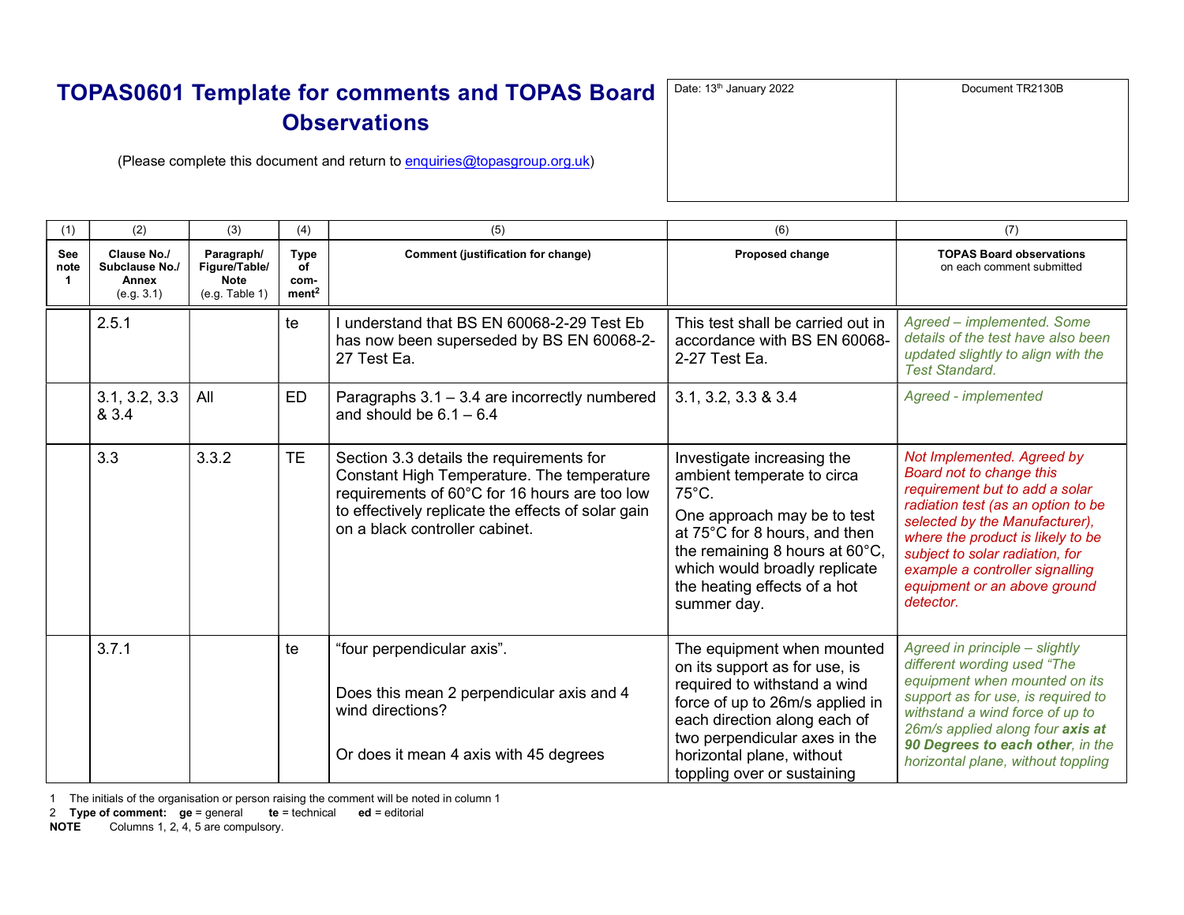# TOPAS0601 Template for comments and TOPAS Board Observations

(Please complete this document and return to enquiries@topasgroup.org.uk)

| Date: 13th January 2022 | Document TR2130B |
|---|---|

| (1) | (2) | (3) | (4) | (5) | (6) | (7) |
|---|---|---|---|---|---|---|
| **See note 1** | **Clause No./ Subclause No./ Annex** (e.g. 3.1) | **Paragraph/ Figure/Table/ Note** (e.g. Table 1) | **Type of com-ment[2]** | **Comment (justification for change)** | **Proposed change** | **TOPAS Board observations** on each comment submitted |
| | 2.5.1 | | te | I understand that BS EN 60068-2-29 Test Eb has now been superseded by BS EN 60068-2-27 Test Ea. | This test shall be carried out in accordance with BS EN 60068-2-27 Test Ea. | *Agreed – implemented. Some details of the test have also been updated slightly to align with the Test Standard.* |
| | 3.1, 3.2, 3.3 & 3.4 | All | ED | Paragraphs 3.1 – 3.4 are incorrectly numbered and should be 6.1 – 6.4 | 3.1, 3.2, 3.3 & 3.4 | *Agreed - implemented* |
| | 3.3 | 3.3.2 | TE | Section 3.3 details the requirements for Constant High Temperature. The temperature requirements of 60°C for 16 hours are too low to effectively replicate the effects of solar gain on a black controller cabinet. | Investigate increasing the ambient temperate to circa 75°C. One approach may be to test at 75°C for 8 hours, and then the remaining 8 hours at 60°C, which would broadly replicate the heating effects of a hot summer day. | *Not Implemented. Agreed by Board not to change this requirement but to add a solar radiation test (as an option to be selected by the Manufacturer), where the product is likely to be subject to solar radiation, for example a controller signalling equipment or an above ground detector.* |
| | 3.7.1 | | te | "four perpendicular axis". Does this mean 2 perpendicular axis and 4 wind directions? Or does it mean 4 axis with 45 degrees | The equipment when mounted on its support as for use, is required to withstand a wind force of up to 26m/s applied in each direction along each of two perpendicular axes in the horizontal plane, without toppling over or sustaining | *Agreed in principle – slightly different wording used "The equipment when mounted on its support as for use, is required to withstand a wind force of up to 26m/s applied along four **axis at 90 Degrees to each other**, in the horizontal plane, without toppling* |

1 The initials of the organisation or person raising the comment will be noted in column 1

2 **Type of comment:** **ge** = general **te** = technical **ed** = editorial

**NOTE** Columns 1, 2, 4, 5 are compulsory.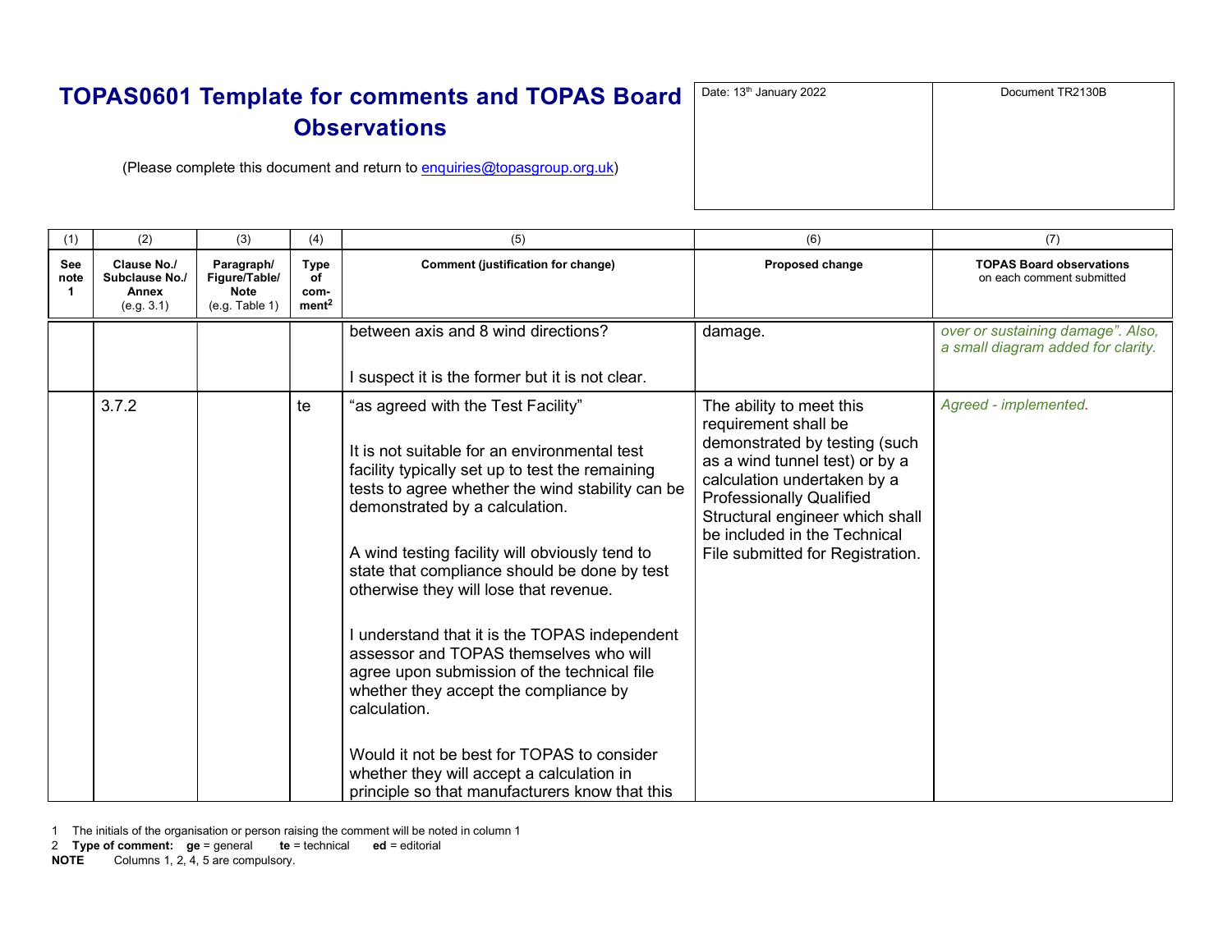# TOPAS0601 Template for comments and TOPAS Board Observations

(Please complete this document and return to enquiries@topasgroup.org.uk)

| Date: 13th January 2022 | Document TR2130B |
|---|---|

| (1) | (2) | (3) | (4) | (5) | (6) | (7) |
|---|---|---|---|---|---|---|
| **See note 1** | **Clause No./ Subclause No./ Annex** (e.g. 3.1) | **Paragraph/ Figure/Table/ Note** (e.g. Table 1) | **Type of com-ment[2]** | **Comment (justification for change)** | **Proposed change** | **TOPAS Board observations** on each comment submitted |
| | | | | between axis and 8 wind directions?<br><br>I suspect it is the former but it is not clear. | damage. | *over or sustaining damage". Also, a small diagram added for clarity.* |
| | 3.7.2 | | te | "as agreed with the Test Facility"<br><br>It is not suitable for an environmental test facility typically set up to test the remaining tests to agree whether the wind stability can be demonstrated by a calculation.<br><br>A wind testing facility will obviously tend to state that compliance should be done by test otherwise they will lose that revenue.<br><br>I understand that it is the TOPAS independent assessor and TOPAS themselves who will agree upon submission of the technical file whether they accept the compliance by calculation.<br><br>Would it not be best for TOPAS to consider whether they will accept a calculation in principle so that manufacturers know that this | The ability to meet this requirement shall be demonstrated by testing (such as a wind tunnel test) or by a calculation undertaken by a Professionally Qualified Structural engineer which shall be included in the Technical File submitted for Registration. | *Agreed - implemented.* |

1 The initials of the organisation or person raising the comment will be noted in column 1

2 **Type of comment:** **ge** = general **te** = technical **ed** = editorial

**NOTE** Columns 1, 2, 4, 5 are compulsory.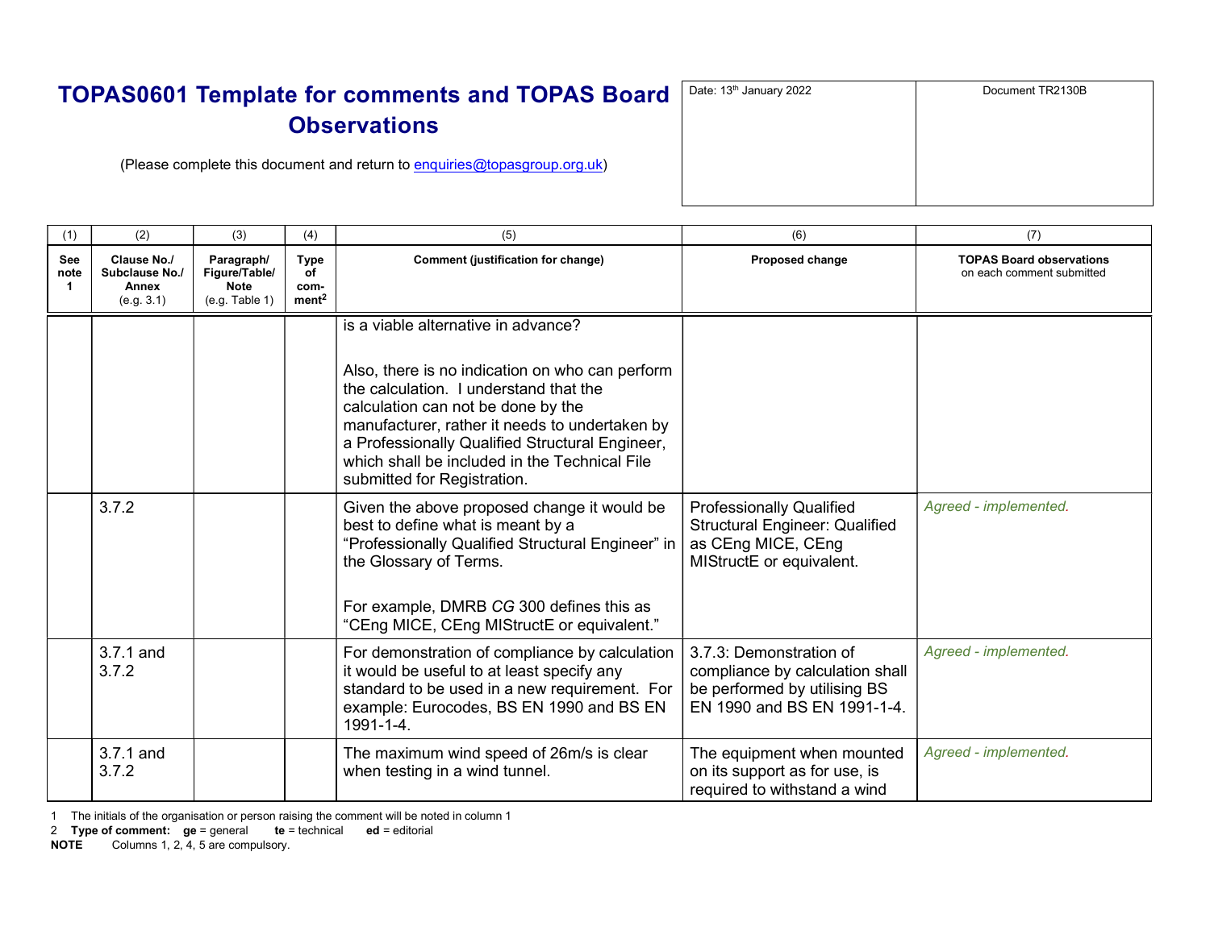# TOPAS0601 Template for comments and TOPAS Board Observations

(Please complete this document and return to enquiries@topasgroup.org.uk)

| Date: 13th January 2022 | Document TR2130B |
|---|---|

| (1) | (2) | (3) | (4) | (5) | (6) | (7) |
|---|---|---|---|---|---|---|
| **See note 1** | **Clause No./ Subclause No./ Annex** (e.g. 3.1) | **Paragraph/ Figure/Table/ Note** (e.g. Table 1) | **Type of com-ment[2]** | **Comment (justification for change)** | **Proposed change** | **TOPAS Board observations** on each comment submitted |
| | | | | is a viable alternative in advance?<br><br>Also, there is no indication on who can perform the calculation. I understand that the calculation can not be done by the manufacturer, rather it needs to undertaken by a Professionally Qualified Structural Engineer, which shall be included in the Technical File submitted for Registration. | | |
| | 3.7.2 | | | Given the above proposed change it would be best to define what is meant by a “Professionally Qualified Structural Engineer” in the Glossary of Terms.<br><br>For example, DMRB *CG* 300 defines this as “CEng MICE, CEng MIStructE or equivalent.” | Professionally Qualified Structural Engineer: Qualified as CEng MICE, CEng MIStructE or equivalent. | *Agreed - implemented.* |
| | 3.7.1 and 3.7.2 | | | For demonstration of compliance by calculation it would be useful to at least specify any standard to be used in a new requirement. For example: Eurocodes, BS EN 1990 and BS EN 1991-1-4. | 3.7.3: Demonstration of compliance by calculation shall be performed by utilising BS EN 1990 and BS EN 1991-1-4. | *Agreed - implemented.* |
| | 3.7.1 and 3.7.2 | | | The maximum wind speed of 26m/s is clear when testing in a wind tunnel. | The equipment when mounted on its support as for use, is required to withstand a wind | *Agreed - implemented.* |

1 The initials of the organisation or person raising the comment will be noted in column 1
2 **Type of comment:** **ge** = general **te** = technical **ed** = editorial
**NOTE** Columns 1, 2, 4, 5 are compulsory.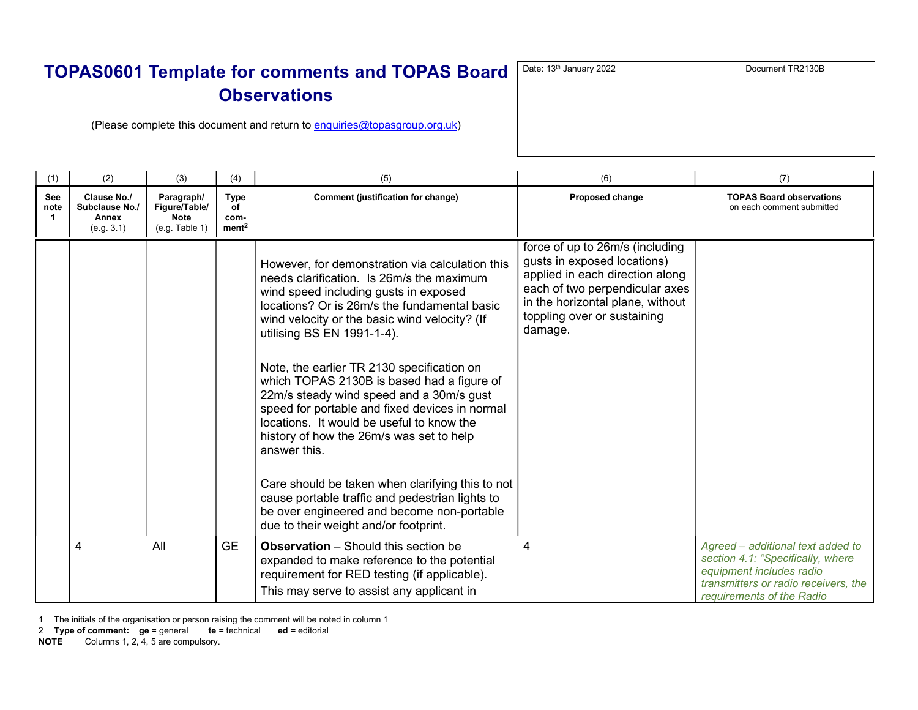# TOPAS0601 Template for comments and TOPAS Board Observations

(Please complete this document and return to enquiries@topasgroup.org.uk)

| Date: 13th January 2022 | Document TR2130B |
|---|---|

| (1) | (2) | (3) | (4) | (5) | (6) | (7) |
|---|---|---|---|---|---|---|
| **See note 1** | **Clause No./ Subclause No./ Annex** (e.g. 3.1) | **Paragraph/ Figure/Table/ Note** (e.g. Table 1) | **Type of comment[2]** | **Comment (justification for change)** | **Proposed change** | **TOPAS Board observations** on each comment submitted |
| | | | | However, for demonstration via calculation this needs clarification. Is 26m/s the maximum wind speed including gusts in exposed locations? Or is 26m/s the fundamental basic wind velocity or the basic wind velocity? (If utilising BS EN 1991-1-4).<br><br>Note, the earlier TR 2130 specification on which TOPAS 2130B is based had a figure of 22m/s steady wind speed and a 30m/s gust speed for portable and fixed devices in normal locations. It would be useful to know the history of how the 26m/s was set to help answer this.<br><br>Care should be taken when clarifying this to not cause portable traffic and pedestrian lights to be over engineered and become non-portable due to their weight and/or footprint. | force of up to 26m/s (including gusts in exposed locations) applied in each direction along each of two perpendicular axes in the horizontal plane, without toppling over or sustaining damage. | |
| | 4 | All | GE | **Observation** – Should this section be expanded to make reference to the potential requirement for RED testing (if applicable). This may serve to assist any applicant in | 4 | *Agreed – additional text added to section 4.1: "Specifically, where equipment includes radio transmitters or radio receivers, the requirements of the Radio* |

1 The initials of the organisation or person raising the comment will be noted in column 1

2 **Type of comment:** **ge** = general **te** = technical **ed** = editorial

**NOTE** Columns 1, 2, 4, 5 are compulsory.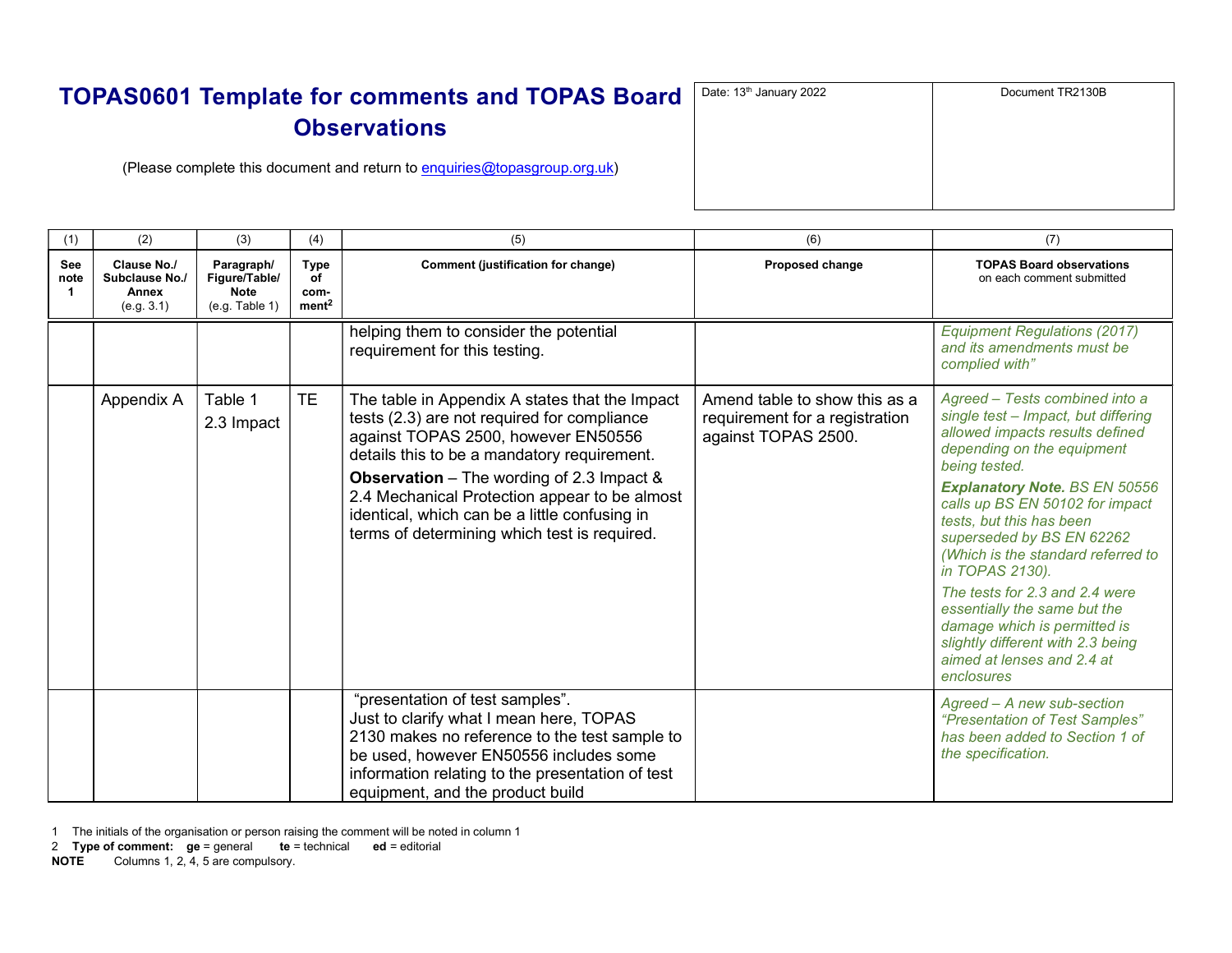# TOPAS0601 Template for comments and TOPAS Board Observations

(Please complete this document and return to enquiries@topasgroup.org.uk)

| Date: 13th January 2022 | Document TR2130B |
|---|---|

| (1) | (2) | (3) | (4) | (5) | (6) | (7) |
|---|---|---|---|---|---|---|
| **See note 1** | **Clause No./ Subclause No./ Annex** (e.g. 3.1) | **Paragraph/ Figure/Table/ Note** (e.g. Table 1) | **Type of com-ment[2]** | **Comment (justification for change)** | **Proposed change** | **TOPAS Board observations** on each comment submitted |
| | | | | helping them to consider the potential requirement for this testing. | | *Equipment Regulations (2017) and its amendments must be complied with"* |
| | Appendix A | Table 1 2.3 Impact | TE | The table in Appendix A states that the Impact tests (2.3) are not required for compliance against TOPAS 2500, however EN50556 details this to be a mandatory requirement.<br><br>**Observation** – The wording of 2.3 Impact & 2.4 Mechanical Protection appear to be almost identical, which can be a little confusing in terms of determining which test is required. | Amend table to show this as a requirement for a registration against TOPAS 2500. | *Agreed – Tests combined into a single test – Impact, but differing allowed impacts results defined depending on the equipment being tested.*<br><br>***Explanatory Note.*** *BS EN 50556 calls up BS EN 50102 for impact tests, but this has been superseded by BS EN 62262 (Which is the standard referred to in TOPAS 2130).*<br><br>*The tests for 2.3 and 2.4 were essentially the same but the damage which is permitted is slightly different with 2.3 being aimed at lenses and 2.4 at enclosures* |
| | | | | "presentation of test samples".<br>Just to clarify what I mean here, TOPAS 2130 makes no reference to the test sample to be used, however EN50556 includes some information relating to the presentation of test equipment, and the product build | | *Agreed – A new sub-section "Presentation of Test Samples" has been added to Section 1 of the specification.* |

1 The initials of the organisation or person raising the comment will be noted in column 1

2 **Type of comment:** **ge** = general **te** = technical **ed** = editorial

**NOTE** Columns 1, 2, 4, 5 are compulsory.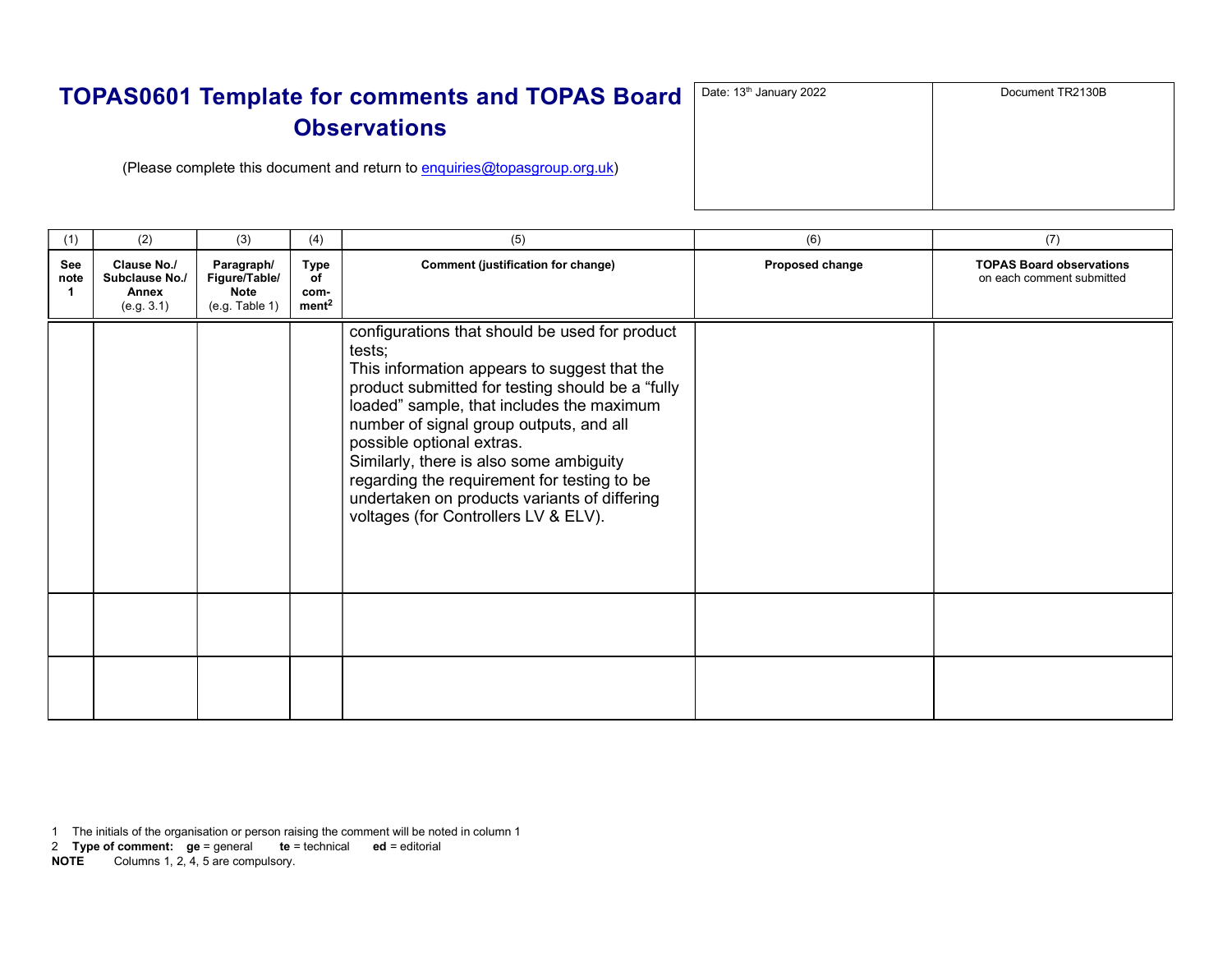# TOPAS0601 Template for comments and TOPAS Board Observations

(Please complete this document and return to enquiries@topasgroup.org.uk)

| Date: 13th January 2022 | Document TR2130B |
|---|---|

| (1) | (2) | (3) | (4) | (5) | (6) | (7) |
|---|---|---|---|---|---|---|
| **See note 1** | **Clause No./ Subclause No./ Annex** (e.g. 3.1) | **Paragraph/ Figure/Table/ Note** (e.g. Table 1) | **Type of com-ment[2]** | **Comment (justification for change)** | **Proposed change** | **TOPAS Board observations** on each comment submitted |
| | | | | configurations that should be used for product tests;<br>This information appears to suggest that the product submitted for testing should be a "fully loaded" sample, that includes the maximum number of signal group outputs, and all possible optional extras.<br>Similarly, there is also some ambiguity regarding the requirement for testing to be undertaken on products variants of differing voltages (for Controllers LV & ELV). | | |
| | | | | | | |
| | | | | | | |

1 The initials of the organisation or person raising the comment will be noted in column 1

2 **Type of comment:** **ge** = general **te** = technical **ed** = editorial

**NOTE** Columns 1, 2, 4, 5 are compulsory.